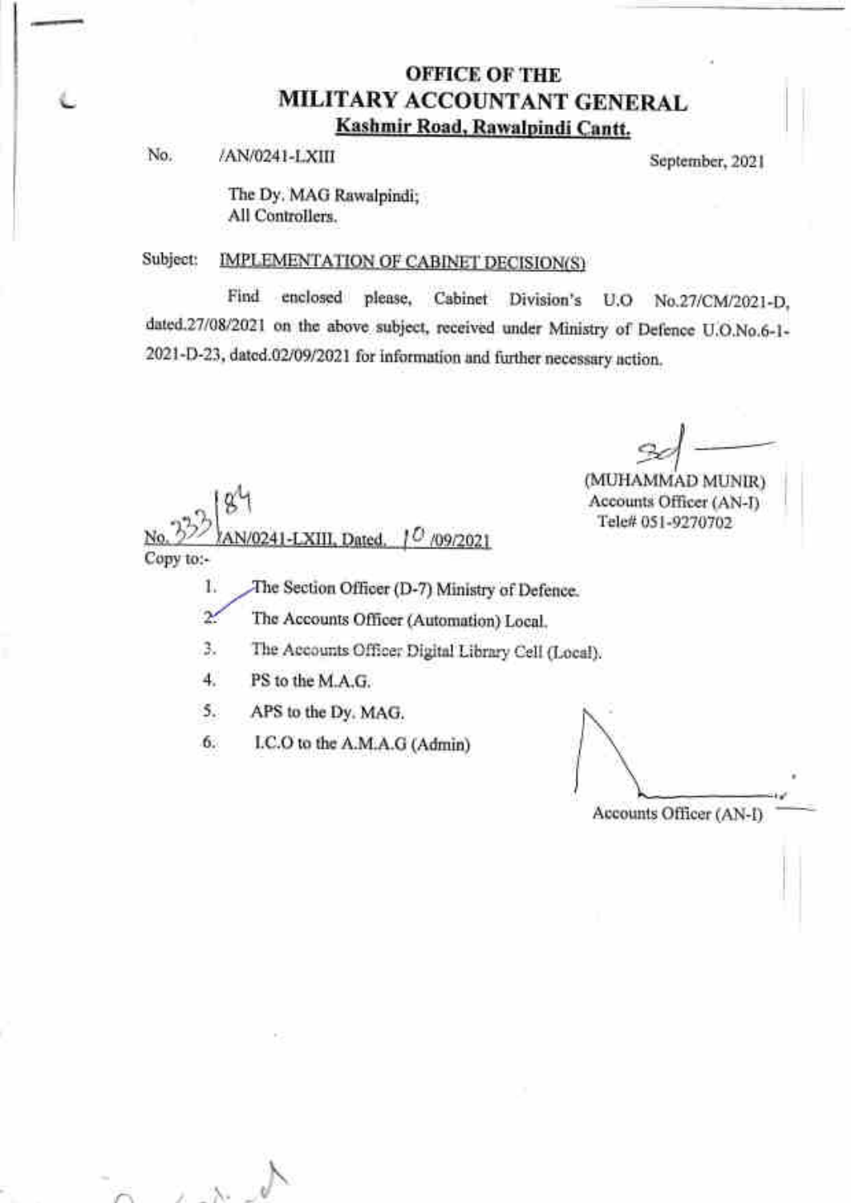# OFFICE OF THE
# MILITARY ACCOUNTANT GENERAL
## Kashmir Road, Rawalpindi Cantt.

No. /AN/0241-LXIII September, 2021

The Dy. MAG Rawalpindi;
All Controllers.

Subject: IMPLEMENTATION OF CABINET DECISION(S)

Find enclosed please, Cabinet Division's U.O No.27/CM/2021-D, dated.27/08/2021 on the above subject, received under Ministry of Defence U.O.No.6-1-2021-D-23, dated.02/09/2021 for information and further necessary action.

Sd/-
(MUHAMMAD MUNIR)
Accounts Officer (AN-I)
Tele# 051-9270702

No. 333/84/AN/0241-LXIII, Dated. 10/09/2021

Copy to:-

1. The Section Officer (D-7) Ministry of Defence.
2. The Accounts Officer (Automation) Local.
3. The Accounts Officer Digital Library Cell (Local).
4. PS to the M.A.G.
5. APS to the Dy. MAG.
6. I.C.O to the A.M.A.G (Admin)

Accounts Officer (AN-I)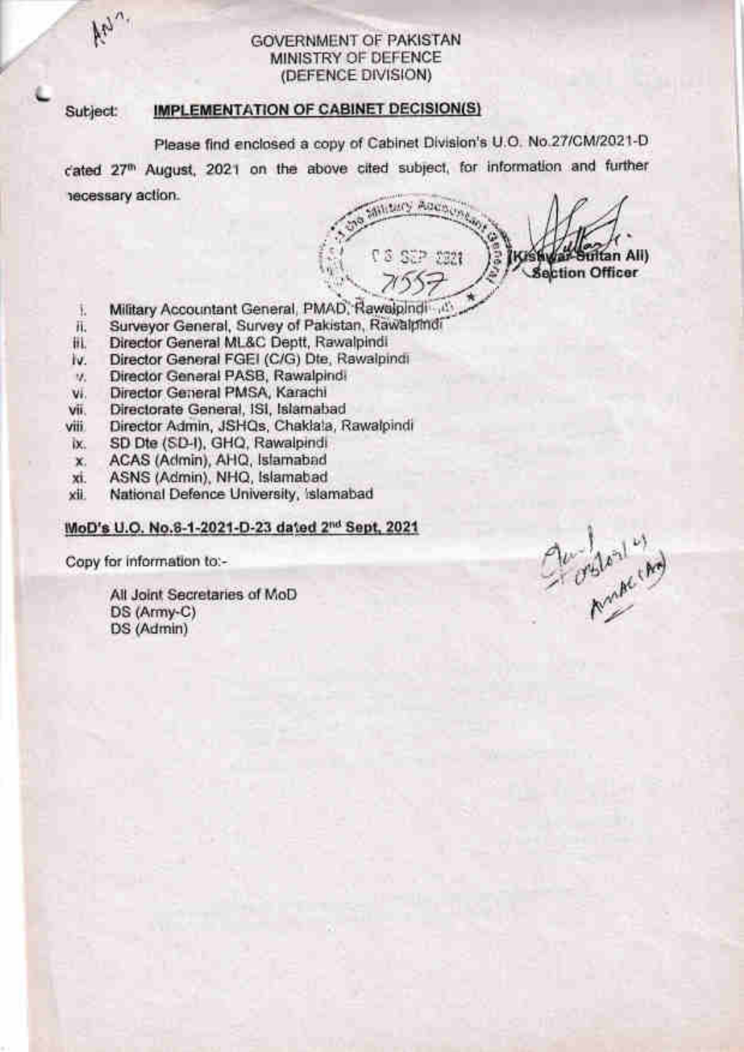GOVERNMENT OF PAKISTAN
MINISTRY OF DEFENCE
(DEFENCE DIVISION)

Subject: **IMPLEMENTATION OF CABINET DECISION(S)**

Please find enclosed a copy of Cabinet Division's U.O. No.27/CM/2021-D dated 27th August, 2021 on the above cited subject, for information and further necessary action.

(Kishwar Sultan Ali)
Section Officer

i. Military Accountant General, PMAD, Rawalpindi
ii. Surveyor General, Survey of Pakistan, Rawalpindi
iii. Director General ML&C Deptt, Rawalpindi
iv. Director General FGEI (C/G) Dte, Rawalpindi
v. Director General PASB, Rawalpindi
vi. Director General PMSA, Karachi
vii. Directorate General, ISI, Islamabad
viii. Director Admin, JSHQs, Chaklala, Rawalpindi
ix. SD Dte (SD-I), GHQ, Rawalpindi
x. ACAS (Admin), AHQ, Islamabad
xi. ASNS (Admin), NHQ, Islamabad
xii. National Defence University, Islamabad

**MoD's U.O. No.6-1-2021-D-23 dated 2nd Sept, 2021**

Copy for information to:-

All Joint Secretaries of MoD
DS (Army-C)
DS (Admin)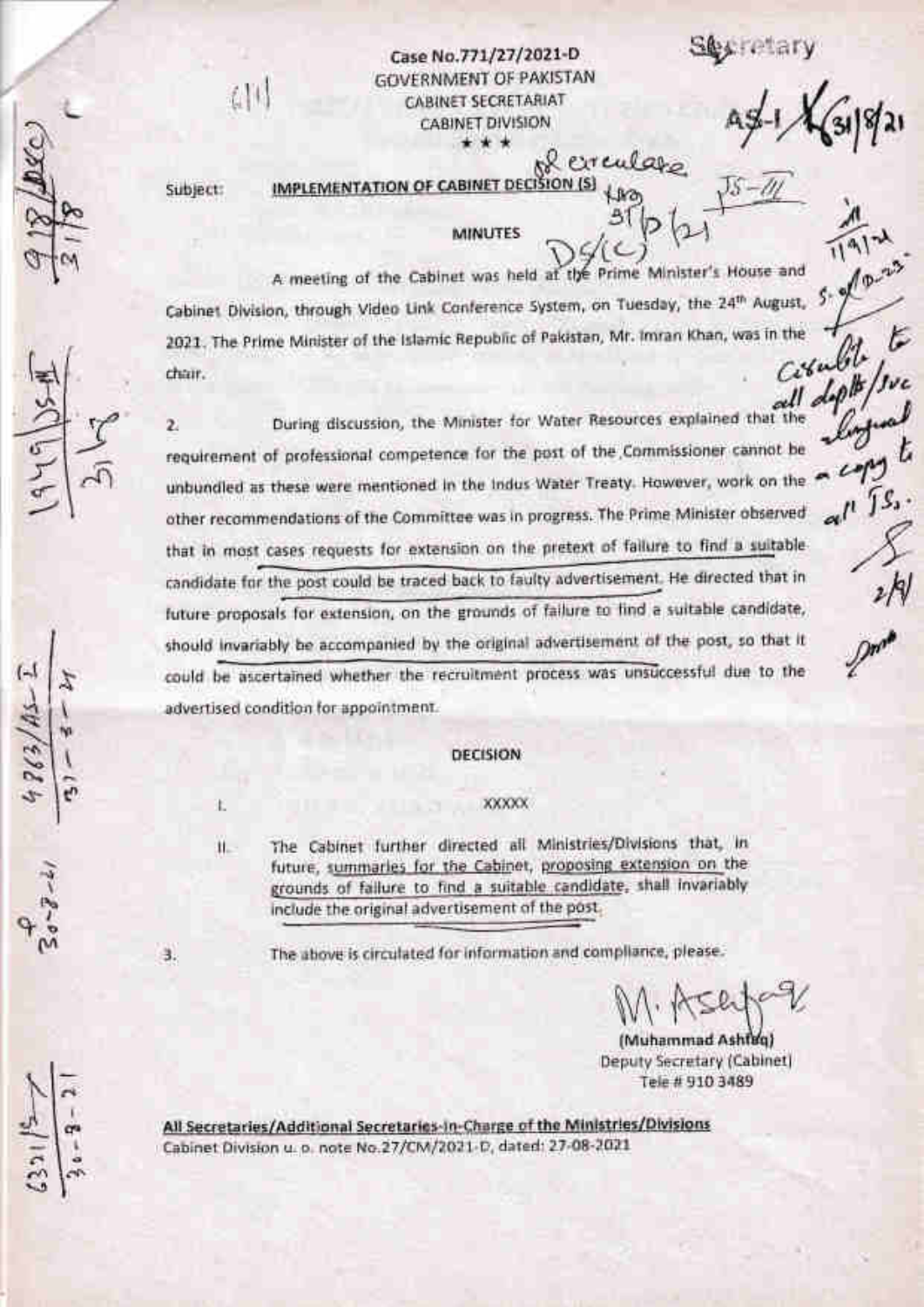Case No.771/27/2021-D

GOVERNMENT OF PAKISTAN

CABINET SECRETARIAT

CABINET DIVISION

\* \* \*

Subject: **IMPLEMENTATION OF CABINET DECISION (S)**

**MINUTES**

A meeting of the Cabinet was held at the Prime Minister's House and Cabinet Division, through Video Link Conference System, on Tuesday, the 24th August, 2021. The Prime Minister of the Islamic Republic of Pakistan, Mr. Imran Khan, was in the chair.

2. During discussion, the Minister for Water Resources explained that the requirement of professional competence for the post of the Commissioner cannot be unbundled as these were mentioned in the Indus Water Treaty. However, work on the other recommendations of the Committee was in progress. The Prime Minister observed that in most cases requests for extension on the pretext of failure to find a suitable candidate for the post could be traced back to faulty advertisement. He directed that in future proposals for extension, on the grounds of failure to find a suitable candidate, should invariably be accompanied by the original advertisement of the post, so that it could be ascertained whether the recruitment process was unsuccessful due to the advertised condition for appointment.

**DECISION**

I. XXXXX

II. The Cabinet further directed all Ministries/Divisions that, in future, summaries for the Cabinet, proposing extension on the grounds of failure to find a suitable candidate, shall invariably include the original advertisement of the post.

3. The above is circulated for information and compliance, please.

(Muhammad Ashfaq)
Deputy Secretary (Cabinet)
Tele # 910 3489

All Secretaries/Additional Secretaries-in-Charge of the Ministries/Divisions

Cabinet Division u. o. note No.27/CM/2021-D, dated: 27-08-2021